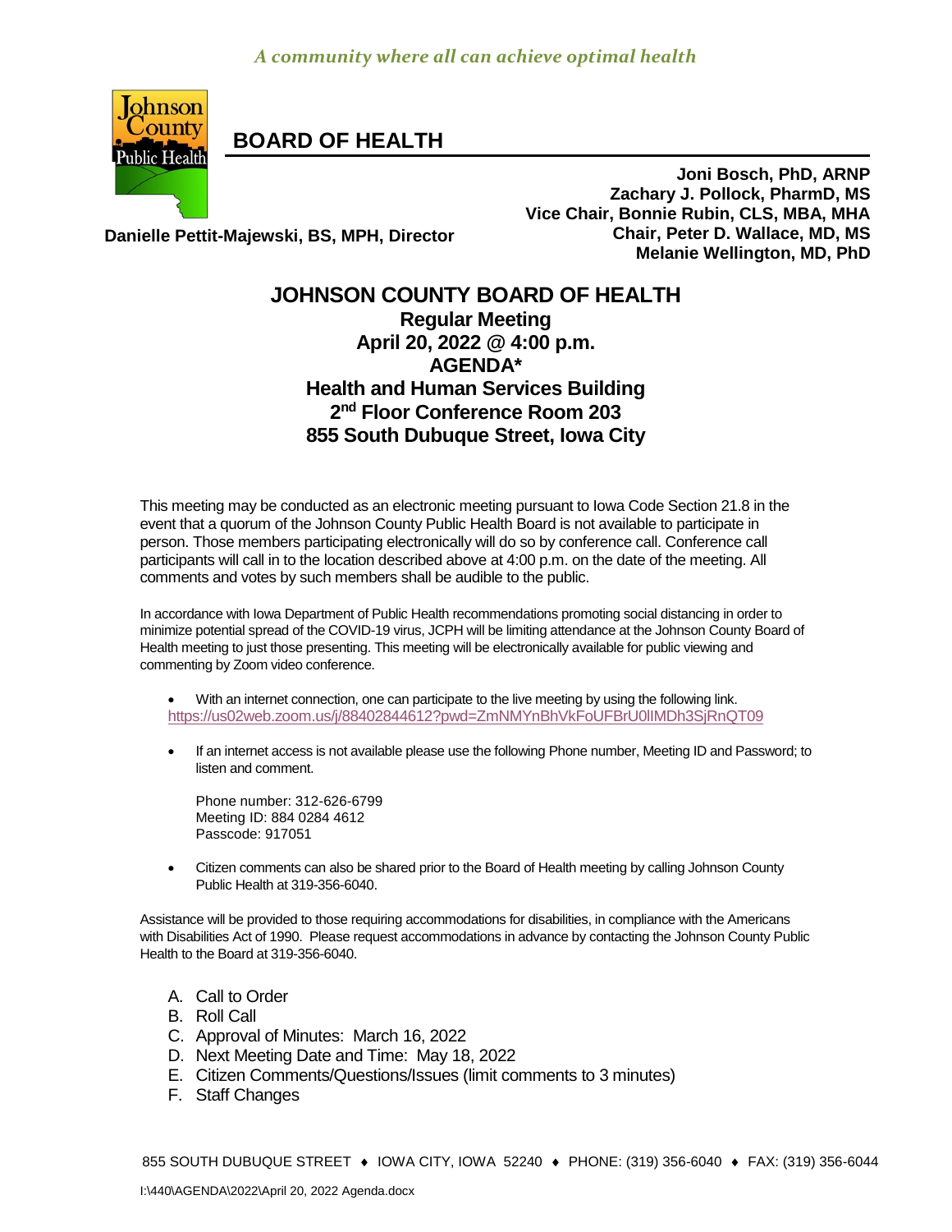*A community where all can achieve optimal health*

# BOARD OF HEALTH

**Joni Bosch, PhD, ARNP**
**Zachary J. Pollock, PharmD, MS**
**Vice Chair, Bonnie Rubin, CLS, MBA, MHA**
**Chair, Peter D. Wallace, MD, MS**
**Melanie Wellington, MD, PhD**

**Danielle Pettit-Majewski, BS, MPH, Director**

## JOHNSON COUNTY BOARD OF HEALTH

**Regular Meeting**
**April 20, 2022 @ 4:00 p.m.**
**AGENDA***
**Health and Human Services Building**
**2nd Floor Conference Room 203**
**855 South Dubuque Street, Iowa City**

This meeting may be conducted as an electronic meeting pursuant to Iowa Code Section 21.8 in the event that a quorum of the Johnson County Public Health Board is not available to participate in person. Those members participating electronically will do so by conference call. Conference call participants will call in to the location described above at 4:00 p.m. on the date of the meeting. All comments and votes by such members shall be audible to the public.

In accordance with Iowa Department of Public Health recommendations promoting social distancing in order to minimize potential spread of the COVID-19 virus, JCPH will be limiting attendance at the Johnson County Board of Health meeting to just those presenting. This meeting will be electronically available for public viewing and commenting by Zoom video conference.

- With an internet connection, one can participate to the live meeting by using the following link. https://us02web.zoom.us/j/88402844612?pwd=ZmNMYnBhVkFoUFBrU0lIMDh3SjRnQT09

- If an internet access is not available please use the following Phone number, Meeting ID and Password; to listen and comment.

  Phone number: 312-626-6799
  Meeting ID: 884 0284 4612
  Passcode: 917051

- Citizen comments can also be shared prior to the Board of Health meeting by calling Johnson County Public Health at 319-356-6040.

Assistance will be provided to those requiring accommodations for disabilities, in compliance with the Americans with Disabilities Act of 1990. Please request accommodations in advance by contacting the Johnson County Public Health to the Board at 319-356-6040.

A. Call to Order
B. Roll Call
C. Approval of Minutes: March 16, 2022
D. Next Meeting Date and Time: May 18, 2022
E. Citizen Comments/Questions/Issues (limit comments to 3 minutes)
F. Staff Changes

855 SOUTH DUBUQUE STREET ♦ IOWA CITY, IOWA 52240 ♦ PHONE: (319) 356-6040 ♦ FAX: (319) 356-6044

I:\440\AGENDA\2022\April 20, 2022 Agenda.docx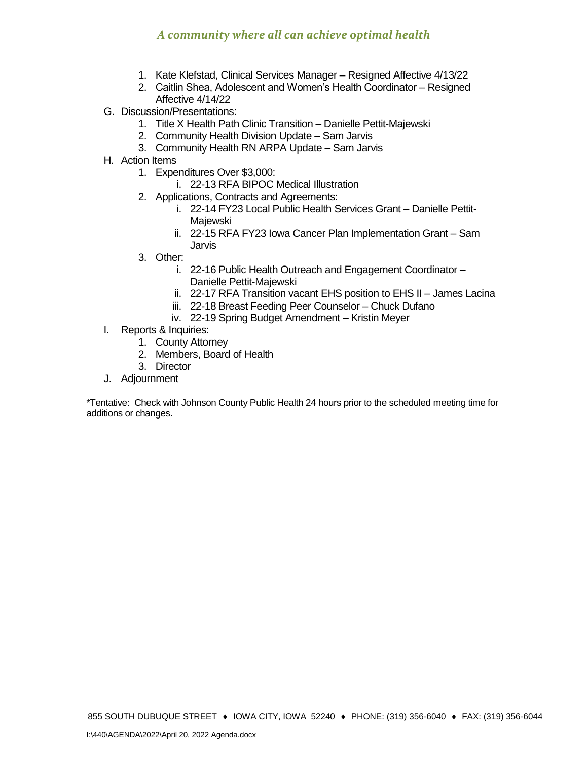1. Kate Klefstad, Clinical Services Manager – Resigned Affective 4/13/22
2. Caitlin Shea, Adolescent and Women's Health Coordinator – Resigned Affective 4/14/22

G. Discussion/Presentations:
   1. Title X Health Path Clinic Transition – Danielle Pettit-Majewski
   2. Community Health Division Update – Sam Jarvis
   3. Community Health RN ARPA Update – Sam Jarvis

H. Action Items
   1. Expenditures Over $3,000:
      i. 22-13 RFA BIPOC Medical Illustration
   2. Applications, Contracts and Agreements:
      i. 22-14 FY23 Local Public Health Services Grant – Danielle Pettit-Majewski
      ii. 22-15 RFA FY23 Iowa Cancer Plan Implementation Grant – Sam Jarvis
   3. Other:
      i. 22-16 Public Health Outreach and Engagement Coordinator – Danielle Pettit-Majewski
      ii. 22-17 RFA Transition vacant EHS position to EHS II – James Lacina
      iii. 22-18 Breast Feeding Peer Counselor – Chuck Dufano
      iv. 22-19 Spring Budget Amendment – Kristin Meyer

I. Reports & Inquiries:
   1. County Attorney
   2. Members, Board of Health
   3. Director

J. Adjournment

*Tentative: Check with Johnson County Public Health 24 hours prior to the scheduled meeting time for additions or changes.